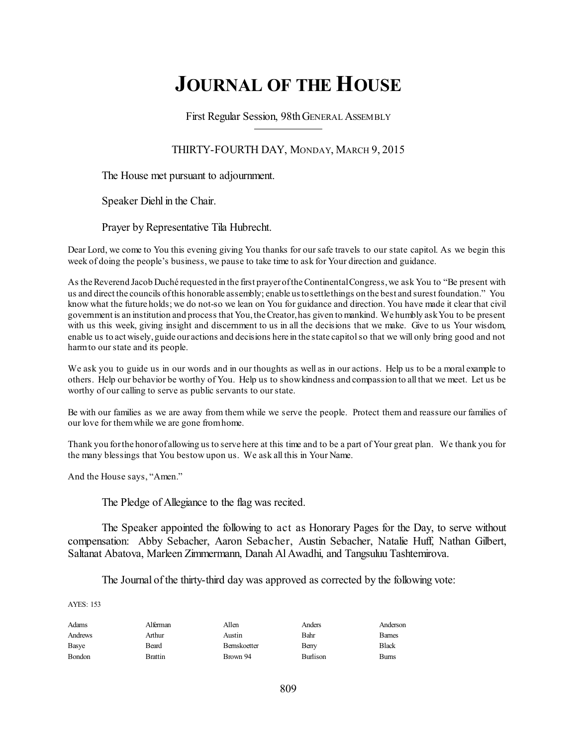# JOURNAL OF THE HOUSE

First Regular Session, 98th GENERAL ASSEMBLY

THIRTY-FOURTH DAY, MONDAY, MARCH 9, 2015

The House met pursuant to adjournment.

Speaker Diehl in the Chair.

Prayer by Representative Tila Hubrecht.

Dear Lord, we come to You this evening giving You thanks for our safe travels to our state capitol. As we begin this week of doing the people's business, we pause to take time to ask for Your direction and guidance.

As the Reverend Jacob Duché requested in the first prayer of the Continental Congress, we ask You to "Be present with us and direct the councils of this honorable assembly; enable us to settle things on the best and surest foundation." You know what the future holds; we do not-so we lean on You for guidance and direction. You have made it clear that civil government is an institution and process that You, the Creator, has given to mankind. We humbly ask You to be present with us this week, giving insight and discernment to us in all the decisions that we make. Give to us Your wisdom, enable us to act wisely, guide our actions and decisions here in the state capitol so that we will only bring good and not harm to our state and its people.

We ask you to guide us in our words and in our thoughts as well as in our actions. Help us to be a moral example to others. Help our behavior be worthy of You. Help us to show kindness and compassion to all that we meet. Let us be worthy of our calling to serve as public servants to our state.

Be with our families as we are away from them while we serve the people. Protect them and reassure our families of our love for them while we are gone from home.

Thank you for the honor of allowing us to serve here at this time and to be a part of Your great plan. We thank you for the many blessings that You bestow upon us. We ask all this in Your Name.

And the House says, "Amen."

The Pledge of Allegiance to the flag was recited.

The Speaker appointed the following to act as Honorary Pages for the Day, to serve without compensation: Abby Sebacher, Aaron Sebacher, Austin Sebacher, Natalie Huff, Nathan Gilbert, Saltanat Abatova, Marleen Zimmermann, Danah Al Awadhi, and Tangsuluu Tashtemirova.

The Journal of the thirty-third day was approved as corrected by the following vote:

AYES: 153

| | | | | |
|---|---|---|---|---|
| Adams | Alferman | Allen | Anders | Anderson |
| Andrews | Arthur | Austin | Bahr | Barnes |
| Basye | Beard | Bernskoetter | Berry | Black |
| Bondon | Brattin | Brown 94 | Burlison | Burns |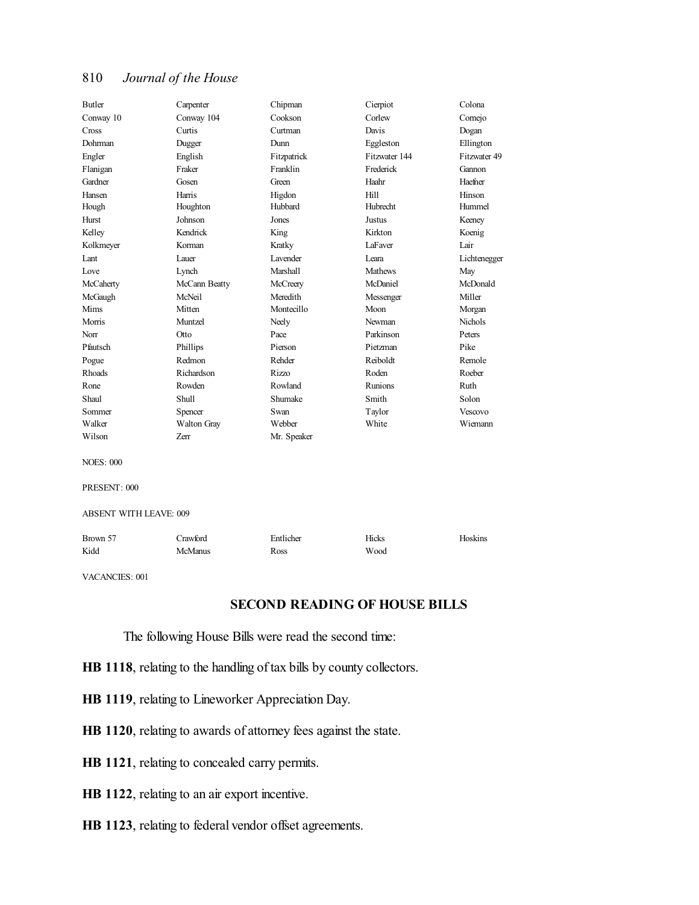| | | | | |
|---|---|---|---|---|
| Butler | Carpenter | Chipman | Cierpiot | Colona |
| Conway 10 | Conway 104 | Cookson | Corlew | Cornejo |
| Cross | Curtis | Curtman | Davis | Dogan |
| Dohrman | Dugger | Dunn | Eggleston | Ellington |
| Engler | English | Fitzpatrick | Fitzwater 144 | Fitzwater 49 |
| Flanigan | Fraker | Franklin | Frederick | Gannon |
| Gardner | Gosen | Green | Haahr | Haefner |
| Hansen | Harris | Higdon | Hill | Hinson |
| Hough | Houghton | Hubbard | Hubrecht | Hummel |
| Hurst | Johnson | Jones | Justus | Keeney |
| Kelley | Kendrick | King | Kirkton | Koenig |
| Kolkmeyer | Korman | Kratky | LaFaver | Lair |
| Lant | Lauer | Lavender | Leara | Lichtenegger |
| Love | Lynch | Marshall | Mathews | May |
| McCaherty | McCann Beatty | McCreery | McDaniel | McDonald |
| McGaugh | McNeil | Meredith | Messenger | Miller |
| Mims | Mitten | Montecillo | Moon | Morgan |
| Morris | Muntzel | Neely | Newman | Nichols |
| Norr | Otto | Pace | Parkinson | Peters |
| Pfautsch | Phillips | Pierson | Pietzman | Pike |
| Pogue | Redmon | Rehder | Reiboldt | Remole |
| Rhoads | Richardson | Rizzo | Roden | Roeber |
| Rone | Rowden | Rowland | Runions | Ruth |
| Shaul | Shull | Shumake | Smith | Solon |
| Sommer | Spencer | Swan | Taylor | Vescovo |
| Walker | Walton Gray | Webber | White | Wiemann |
| Wilson | Zerr | Mr. Speaker | | |

NOES: 000

PRESENT: 000

ABSENT WITH LEAVE: 009

| | | | | |
|---|---|---|---|---|
| Brown 57 | Crawford | Entlicher | Hicks | Hoskins |
| Kidd | McManus | Ross | Wood | |

VACANCIES: 001

## SECOND READING OF HOUSE BILLS

The following House Bills were read the second time:

**HB 1118**, relating to the handling of tax bills by county collectors.

**HB 1119**, relating to Lineworker Appreciation Day.

**HB 1120**, relating to awards of attorney fees against the state.

**HB 1121**, relating to concealed carry permits.

**HB 1122**, relating to an air export incentive.

**HB 1123**, relating to federal vendor offset agreements.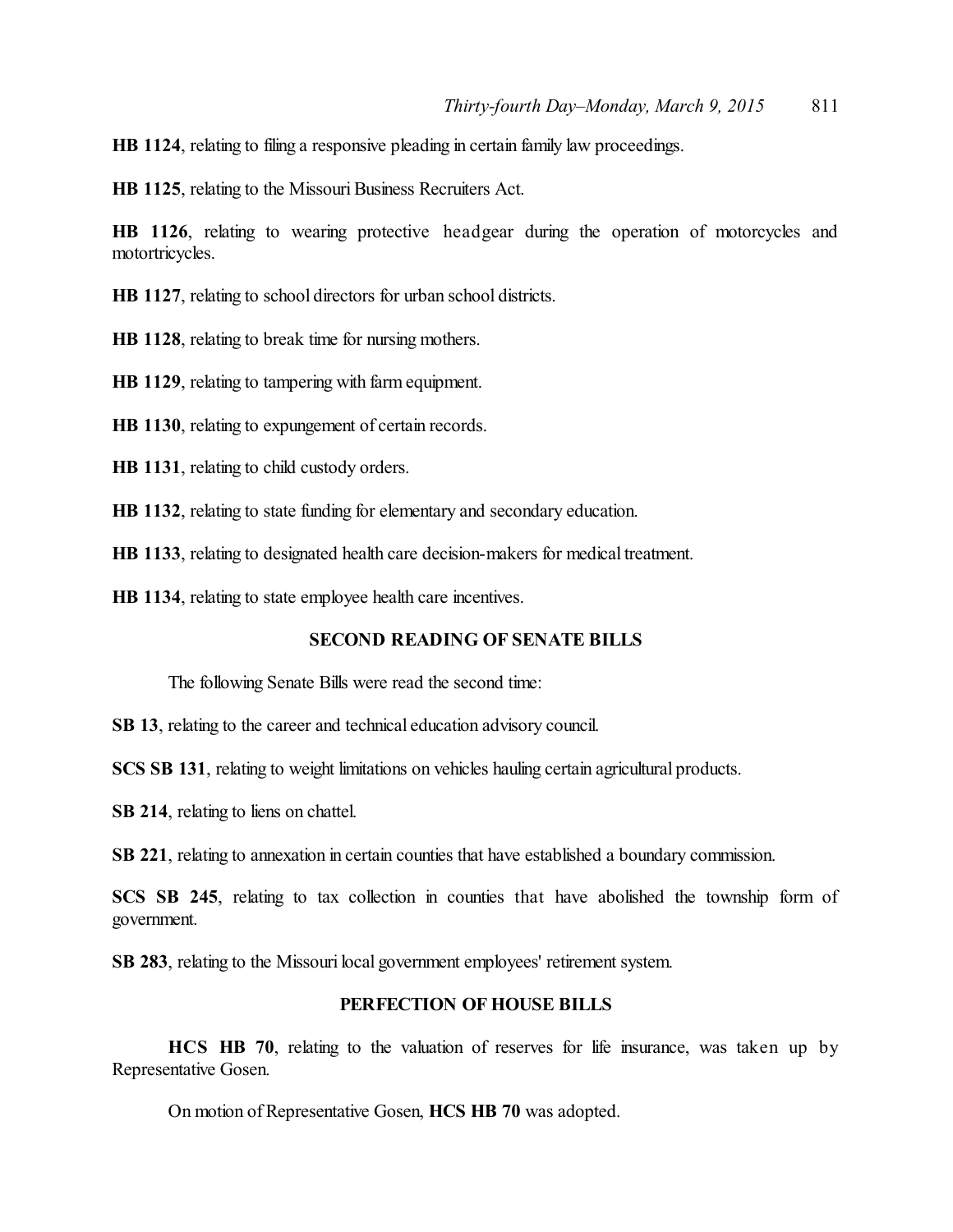**HB 1124**, relating to filing a responsive pleading in certain family law proceedings.

**HB 1125**, relating to the Missouri Business Recruiters Act.

**HB 1126**, relating to wearing protective headgear during the operation of motorcycles and motortricycles.

**HB 1127**, relating to school directors for urban school districts.

**HB 1128**, relating to break time for nursing mothers.

**HB 1129**, relating to tampering with farm equipment.

**HB 1130**, relating to expungement of certain records.

**HB 1131**, relating to child custody orders.

**HB 1132**, relating to state funding for elementary and secondary education.

**HB 1133**, relating to designated health care decision-makers for medical treatment.

**HB 1134**, relating to state employee health care incentives.

## SECOND READING OF SENATE BILLS

The following Senate Bills were read the second time:

**SB 13**, relating to the career and technical education advisory council.

**SCS SB 131**, relating to weight limitations on vehicles hauling certain agricultural products.

**SB 214**, relating to liens on chattel.

**SB 221**, relating to annexation in certain counties that have established a boundary commission.

**SCS SB 245**, relating to tax collection in counties that have abolished the township form of government.

**SB 283**, relating to the Missouri local government employees' retirement system.

## PERFECTION OF HOUSE BILLS

**HCS HB 70**, relating to the valuation of reserves for life insurance, was taken up by Representative Gosen.

On motion of Representative Gosen, **HCS HB 70** was adopted.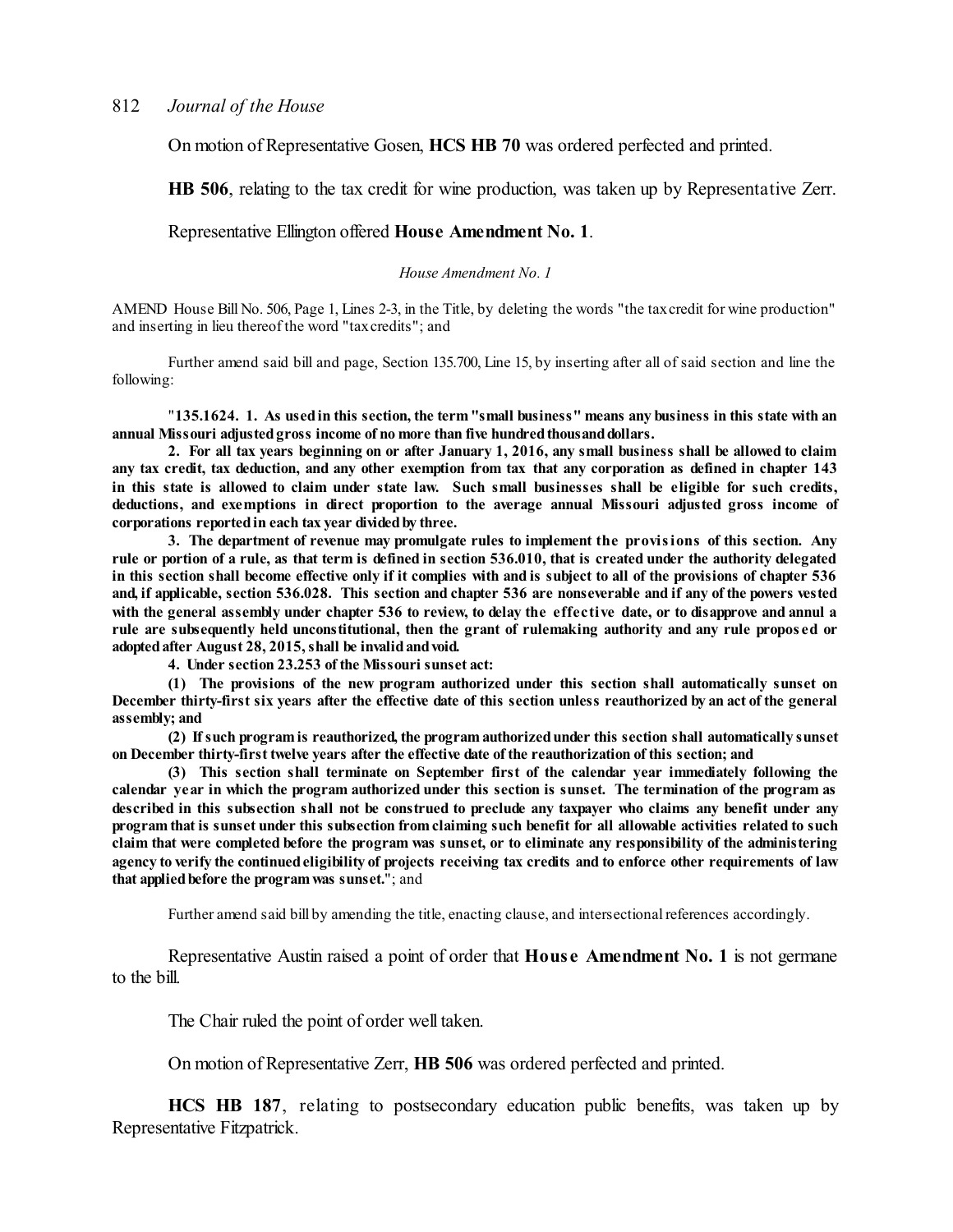On motion of Representative Gosen, **HCS HB 70** was ordered perfected and printed.

**HB 506**, relating to the tax credit for wine production, was taken up by Representative Zerr.

Representative Ellington offered **House Amendment No. 1**.

*House Amendment No. 1*

AMEND House Bill No. 506, Page 1, Lines 2-3, in the Title, by deleting the words "the tax credit for wine production" and inserting in lieu thereof the word "tax credits"; and

Further amend said bill and page, Section 135.700, Line 15, by inserting after all of said section and line the following:

"**135.1624. 1. As used in this section, the term "small business" means any business in this state with an annual Missouri adjusted gross income of no more than five hundred thousand dollars.**

**2. For all tax years beginning on or after January 1, 2016, any small business shall be allowed to claim any tax credit, tax deduction, and any other exemption from tax that any corporation as defined in chapter 143 in this state is allowed to claim under state law. Such small businesses shall be eligible for such credits, deductions, and exemptions in direct proportion to the average annual Missouri adjusted gross income of corporations reported in each tax year divided by three.**

**3. The department of revenue may promulgate rules to implement the provisions of this section. Any rule or portion of a rule, as that term is defined in section 536.010, that is created under the authority delegated in this section shall become effective only if it complies with and is subject to all of the provisions of chapter 536 and, if applicable, section 536.028. This section and chapter 536 are nonseverable and if any of the powers vested with the general assembly under chapter 536 to review, to delay the effective date, or to disapprove and annul a rule are subsequently held unconstitutional, then the grant of rulemaking authority and any rule proposed or adopted after August 28, 2015, shall be invalid and void.**

**4. Under section 23.253 of the Missouri sunset act:**

**(1) The provisions of the new program authorized under this section shall automatically sunset on December thirty-first six years after the effective date of this section unless reauthorized by an act of the general assembly; and**

**(2) If such program is reauthorized, the program authorized under this section shall automatically sunset on December thirty-first twelve years after the effective date of the reauthorization of this section; and**

**(3) This section shall terminate on September first of the calendar year immediately following the calendar year in which the program authorized under this section is sunset. The termination of the program as described in this subsection shall not be construed to preclude any taxpayer who claims any benefit under any program that is sunset under this subsection from claiming such benefit for all allowable activities related to such claim that were completed before the program was sunset, or to eliminate any responsibility of the administering agency to verify the continued eligibility of projects receiving tax credits and to enforce other requirements of law that applied before the program was sunset.**"; and

Further amend said bill by amending the title, enacting clause, and intersectional references accordingly.

Representative Austin raised a point of order that **House Amendment No. 1** is not germane to the bill.

The Chair ruled the point of order well taken.

On motion of Representative Zerr, **HB 506** was ordered perfected and printed.

**HCS HB 187**, relating to postsecondary education public benefits, was taken up by Representative Fitzpatrick.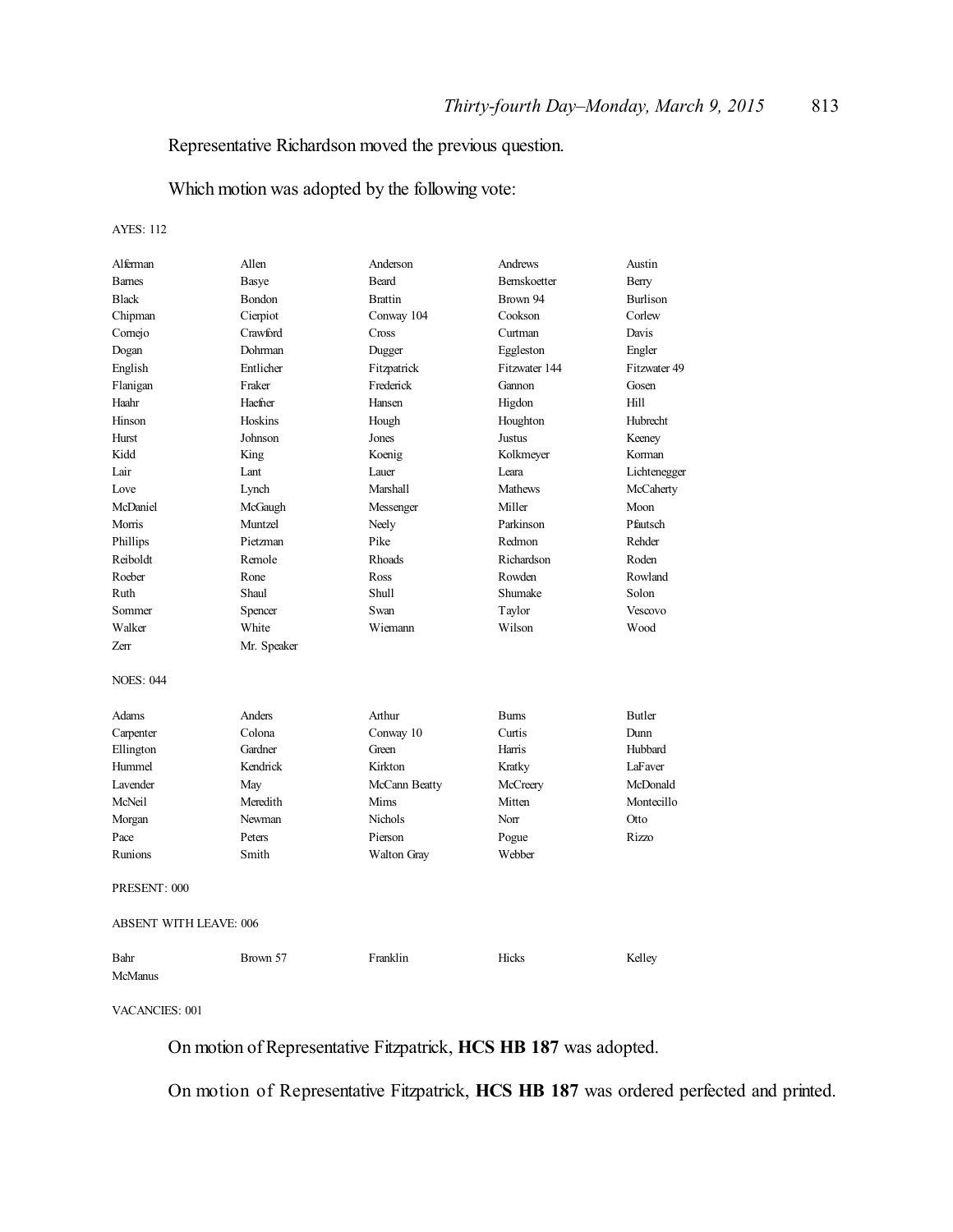Representative Richardson moved the previous question.

Which motion was adopted by the following vote:

AYES: 112

| | | | | |
|---|---|---|---|---|
| Alferman | Allen | Anderson | Andrews | Austin |
| Barnes | Basye | Beard | Bernskoetter | Berry |
| Black | Bondon | Brattin | Brown 94 | Burlison |
| Chipman | Cierpiot | Conway 104 | Cookson | Corlew |
| Cornejo | Crawford | Cross | Curtman | Davis |
| Dogan | Dohrman | Dugger | Eggleston | Engler |
| English | Entlicher | Fitzpatrick | Fitzwater 144 | Fitzwater 49 |
| Flanigan | Fraker | Frederick | Gannon | Gosen |
| Haahr | Haefner | Hansen | Higdon | Hill |
| Hinson | Hoskins | Hough | Houghton | Hubrecht |
| Hurst | Johnson | Jones | Justus | Keeney |
| Kidd | King | Koenig | Kolkmeyer | Korman |
| Lair | Lant | Lauer | Leara | Lichtenegger |
| Love | Lynch | Marshall | Mathews | McCaherty |
| McDaniel | McGaugh | Messenger | Miller | Moon |
| Morris | Muntzel | Neely | Parkinson | Pfautsch |
| Phillips | Pietzman | Pike | Redmon | Rehder |
| Reiboldt | Remole | Rhoads | Richardson | Roden |
| Roeber | Rone | Ross | Rowden | Rowland |
| Ruth | Shaul | Shull | Shumake | Solon |
| Sommer | Spencer | Swan | Taylor | Vescovo |
| Walker | White | Wiemann | Wilson | Wood |
| Zerr | Mr. Speaker | | | |

NOES: 044

| | | | | |
|---|---|---|---|---|
| Adams | Anders | Arthur | Burns | Butler |
| Carpenter | Colona | Conway 10 | Curtis | Dunn |
| Ellington | Gardner | Green | Harris | Hubbard |
| Hummel | Kendrick | Kirkton | Kratky | LaFaver |
| Lavender | May | McCann Beatty | McCreery | McDonald |
| McNeil | Meredith | Mims | Mitten | Montecillo |
| Morgan | Newman | Nichols | Norr | Otto |
| Pace | Peters | Pierson | Pogue | Rizzo |
| Runions | Smith | Walton Gray | Webber | |

PRESENT: 000

ABSENT WITH LEAVE: 006

| | | | | |
|---|---|---|---|---|
| Bahr | Brown 57 | Franklin | Hicks | Kelley |
| McManus | | | | |

VACANCIES: 001

On motion of Representative Fitzpatrick, **HCS HB 187** was adopted.

On motion of Representative Fitzpatrick, **HCS HB 187** was ordered perfected and printed.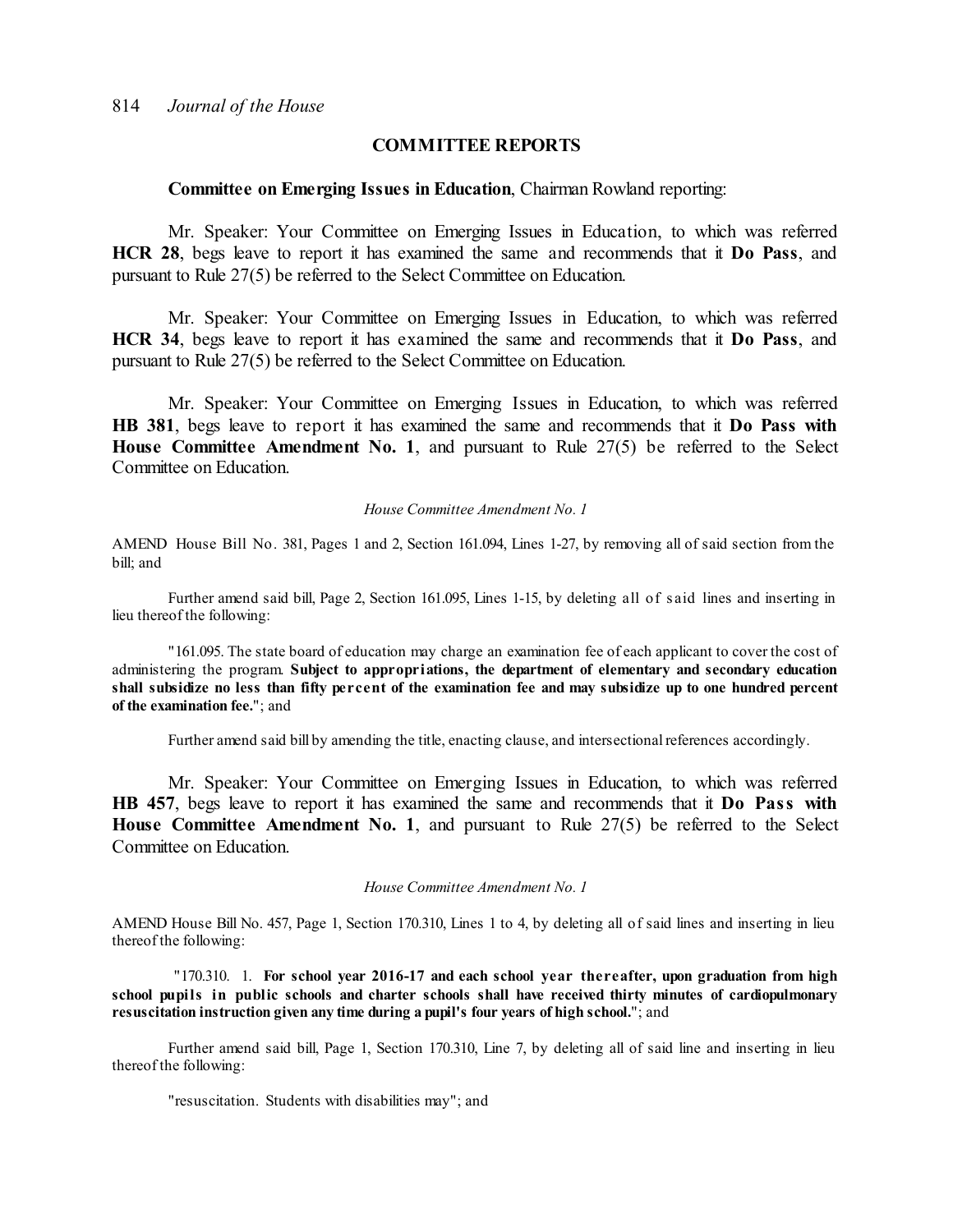## COMMITTEE REPORTS

**Committee on Emerging Issues in Education**, Chairman Rowland reporting:

Mr. Speaker: Your Committee on Emerging Issues in Education, to which was referred **HCR 28**, begs leave to report it has examined the same and recommends that it **Do Pass**, and pursuant to Rule 27(5) be referred to the Select Committee on Education.

Mr. Speaker: Your Committee on Emerging Issues in Education, to which was referred **HCR 34**, begs leave to report it has examined the same and recommends that it **Do Pass**, and pursuant to Rule 27(5) be referred to the Select Committee on Education.

Mr. Speaker: Your Committee on Emerging Issues in Education, to which was referred **HB 381**, begs leave to report it has examined the same and recommends that it **Do Pass with House Committee Amendment No. 1**, and pursuant to Rule 27(5) be referred to the Select Committee on Education.

*House Committee Amendment No. 1*

AMEND House Bill No. 381, Pages 1 and 2, Section 161.094, Lines 1-27, by removing all of said section from the bill; and

Further amend said bill, Page 2, Section 161.095, Lines 1-15, by deleting all of said lines and inserting in lieu thereof the following:

"161.095. The state board of education may charge an examination fee of each applicant to cover the cost of administering the program. **Subject to appropriations, the department of elementary and secondary education shall subsidize no less than fifty percent of the examination fee and may subsidize up to one hundred percent of the examination fee.**"; and

Further amend said bill by amending the title, enacting clause, and intersectional references accordingly.

Mr. Speaker: Your Committee on Emerging Issues in Education, to which was referred **HB 457**, begs leave to report it has examined the same and recommends that it **Do Pass with House Committee Amendment No. 1**, and pursuant to Rule 27(5) be referred to the Select Committee on Education.

*House Committee Amendment No. 1*

AMEND House Bill No. 457, Page 1, Section 170.310, Lines 1 to 4, by deleting all of said lines and inserting in lieu thereof the following:

"170.310. 1. **For school year 2016-17 and each school year thereafter, upon graduation from high school pupils in public schools and charter schools shall have received thirty minutes of cardiopulmonary resuscitation instruction given any time during a pupil's four years of high school.**"; and

Further amend said bill, Page 1, Section 170.310, Line 7, by deleting all of said line and inserting in lieu thereof the following:

"resuscitation. Students with disabilities may"; and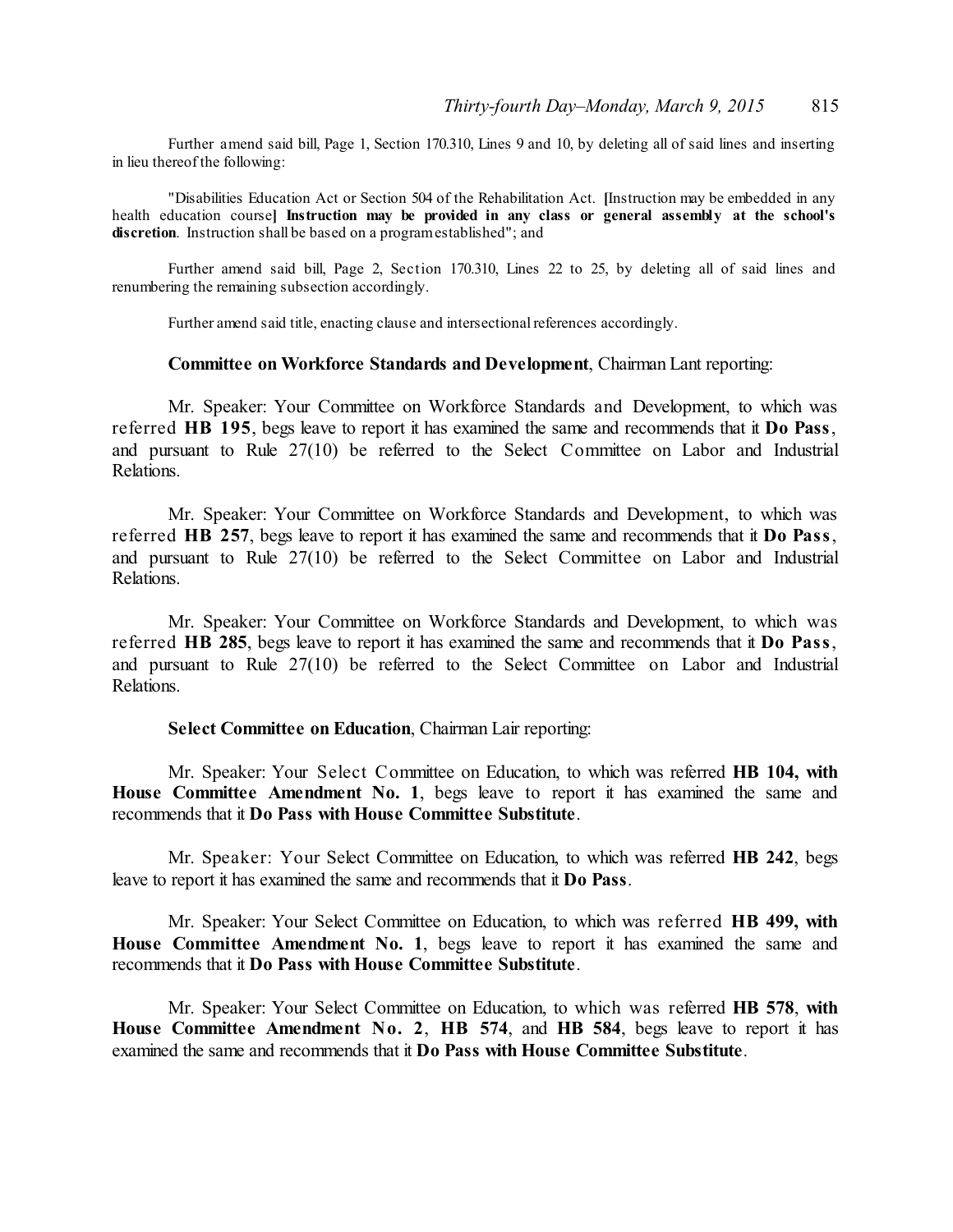Further amend said bill, Page 1, Section 170.310, Lines 9 and 10, by deleting all of said lines and inserting in lieu thereof the following:

"Disabilities Education Act or Section 504 of the Rehabilitation Act. **[**Instruction may be embedded in any health education course**] Instruction may be provided in any class or general assembly at the school's discretion**. Instruction shall be based on a program established"; and

Further amend said bill, Page 2, Section 170.310, Lines 22 to 25, by deleting all of said lines and renumbering the remaining subsection accordingly.

Further amend said title, enacting clause and intersectional references accordingly.

**Committee on Workforce Standards and Development**, Chairman Lant reporting:

Mr. Speaker: Your Committee on Workforce Standards and Development, to which was referred **HB 195**, begs leave to report it has examined the same and recommends that it **Do Pass**, and pursuant to Rule 27(10) be referred to the Select Committee on Labor and Industrial Relations.

Mr. Speaker: Your Committee on Workforce Standards and Development, to which was referred **HB 257**, begs leave to report it has examined the same and recommends that it **Do Pass**, and pursuant to Rule 27(10) be referred to the Select Committee on Labor and Industrial Relations.

Mr. Speaker: Your Committee on Workforce Standards and Development, to which was referred **HB 285**, begs leave to report it has examined the same and recommends that it **Do Pass**, and pursuant to Rule 27(10) be referred to the Select Committee on Labor and Industrial Relations.

**Select Committee on Education**, Chairman Lair reporting:

Mr. Speaker: Your Select Committee on Education, to which was referred **HB 104, with House Committee Amendment No. 1**, begs leave to report it has examined the same and recommends that it **Do Pass with House Committee Substitute**.

Mr. Speaker: Your Select Committee on Education, to which was referred **HB 242**, begs leave to report it has examined the same and recommends that it **Do Pass**.

Mr. Speaker: Your Select Committee on Education, to which was referred **HB 499, with House Committee Amendment No. 1**, begs leave to report it has examined the same and recommends that it **Do Pass with House Committee Substitute**.

Mr. Speaker: Your Select Committee on Education, to which was referred **HB 578**, **with House Committee Amendment No. 2**, **HB 574**, and **HB 584**, begs leave to report it has examined the same and recommends that it **Do Pass with House Committee Substitute**.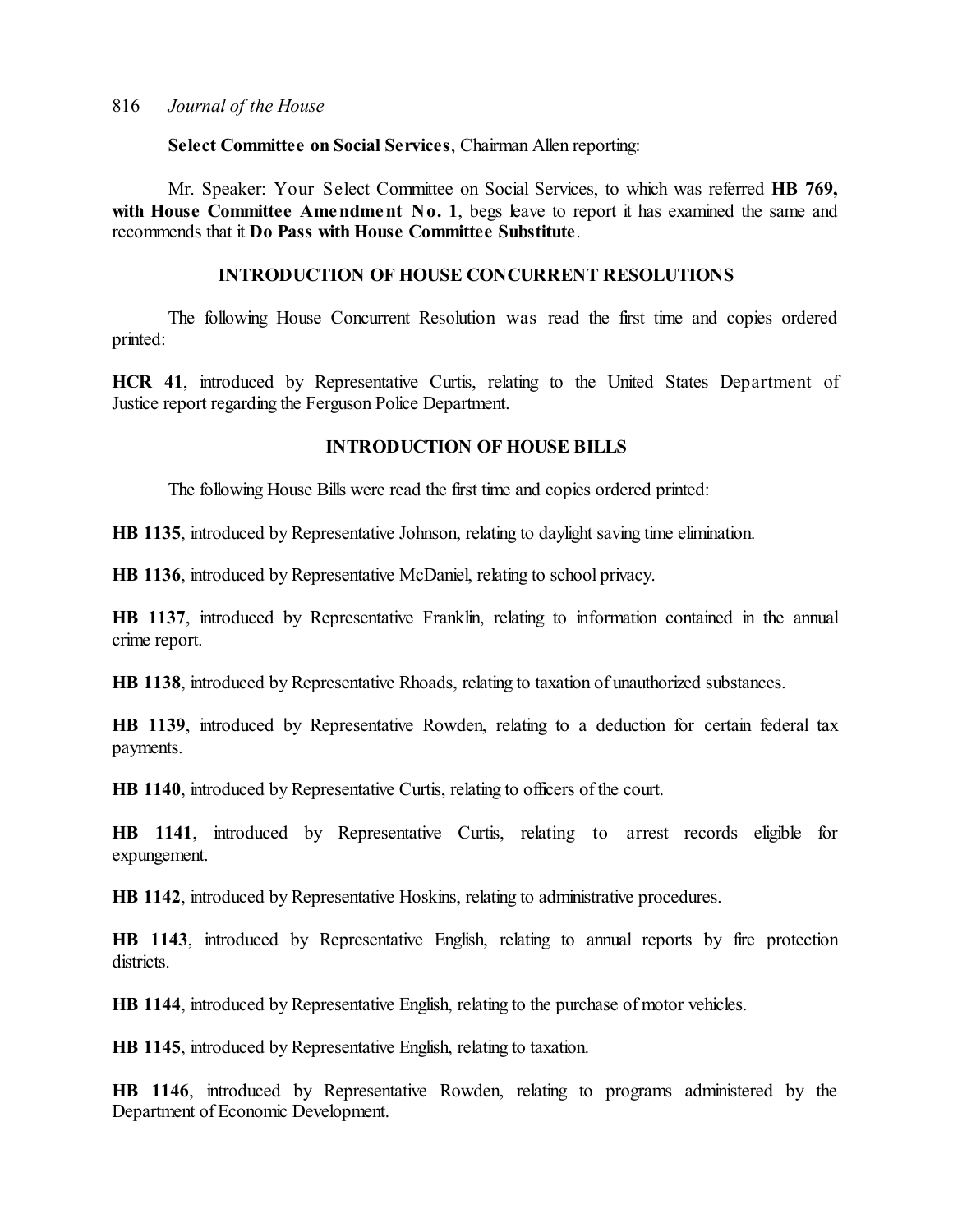**Select Committee on Social Services**, Chairman Allen reporting:

Mr. Speaker: Your Select Committee on Social Services, to which was referred **HB 769, with House Committee Amendment No. 1**, begs leave to report it has examined the same and recommends that it **Do Pass with House Committee Substitute**.

## INTRODUCTION OF HOUSE CONCURRENT RESOLUTIONS

The following House Concurrent Resolution was read the first time and copies ordered printed:

**HCR 41**, introduced by Representative Curtis, relating to the United States Department of Justice report regarding the Ferguson Police Department.

## INTRODUCTION OF HOUSE BILLS

The following House Bills were read the first time and copies ordered printed:

**HB 1135**, introduced by Representative Johnson, relating to daylight saving time elimination.

**HB 1136**, introduced by Representative McDaniel, relating to school privacy.

**HB 1137**, introduced by Representative Franklin, relating to information contained in the annual crime report.

**HB 1138**, introduced by Representative Rhoads, relating to taxation of unauthorized substances.

**HB 1139**, introduced by Representative Rowden, relating to a deduction for certain federal tax payments.

**HB 1140**, introduced by Representative Curtis, relating to officers of the court.

**HB 1141**, introduced by Representative Curtis, relating to arrest records eligible for expungement.

**HB 1142**, introduced by Representative Hoskins, relating to administrative procedures.

**HB 1143**, introduced by Representative English, relating to annual reports by fire protection districts.

**HB 1144**, introduced by Representative English, relating to the purchase of motor vehicles.

**HB 1145**, introduced by Representative English, relating to taxation.

**HB 1146**, introduced by Representative Rowden, relating to programs administered by the Department of Economic Development.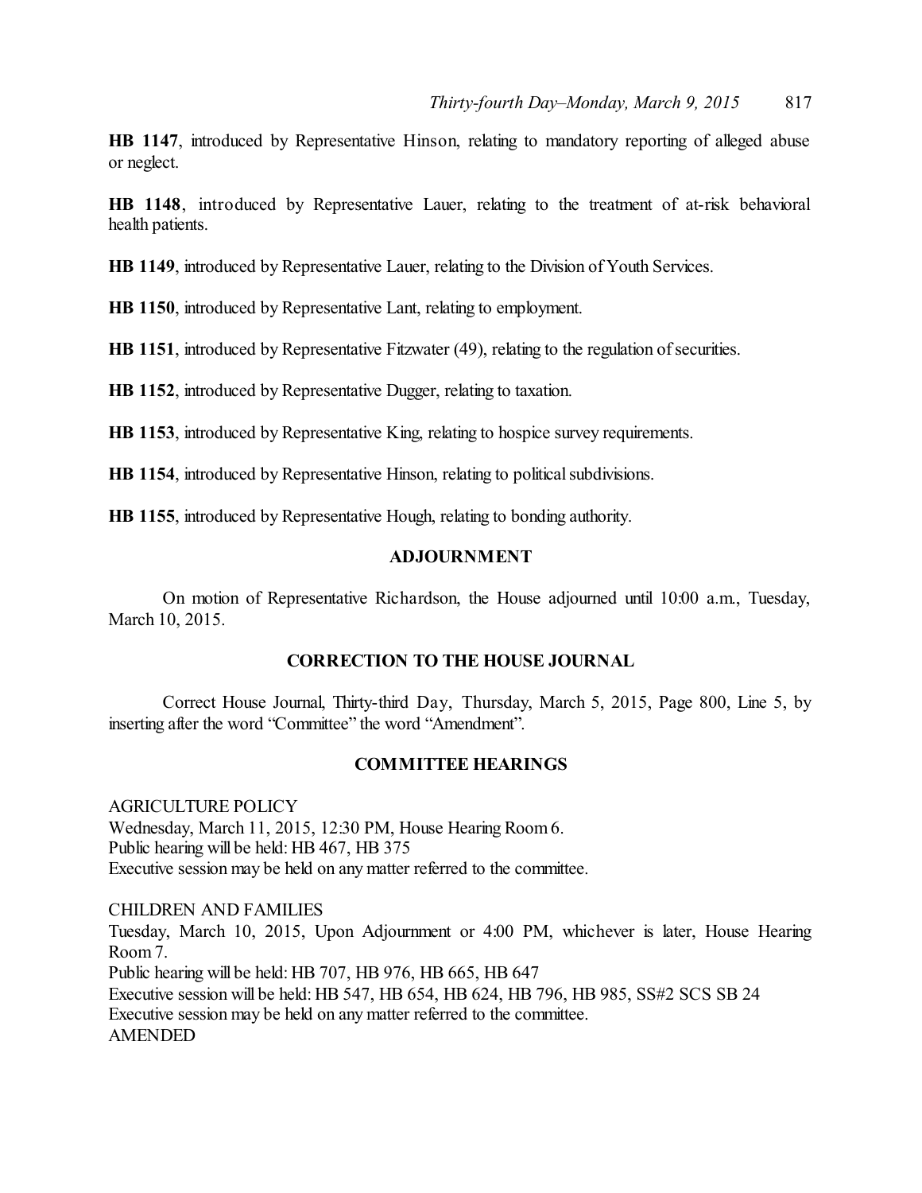**HB 1147**, introduced by Representative Hinson, relating to mandatory reporting of alleged abuse or neglect.

**HB 1148**, introduced by Representative Lauer, relating to the treatment of at-risk behavioral health patients.

**HB 1149**, introduced by Representative Lauer, relating to the Division of Youth Services.

**HB 1150**, introduced by Representative Lant, relating to employment.

**HB 1151**, introduced by Representative Fitzwater (49), relating to the regulation of securities.

**HB 1152**, introduced by Representative Dugger, relating to taxation.

**HB 1153**, introduced by Representative King, relating to hospice survey requirements.

**HB 1154**, introduced by Representative Hinson, relating to political subdivisions.

**HB 1155**, introduced by Representative Hough, relating to bonding authority.

## ADJOURNMENT

On motion of Representative Richardson, the House adjourned until 10:00 a.m., Tuesday, March 10, 2015.

## CORRECTION TO THE HOUSE JOURNAL

Correct House Journal, Thirty-third Day, Thursday, March 5, 2015, Page 800, Line 5, by inserting after the word "Committee" the word "Amendment".

## COMMITTEE HEARINGS

AGRICULTURE POLICY
Wednesday, March 11, 2015, 12:30 PM, House Hearing Room 6.
Public hearing will be held: HB 467, HB 375
Executive session may be held on any matter referred to the committee.

CHILDREN AND FAMILIES
Tuesday, March 10, 2015, Upon Adjournment or 4:00 PM, whichever is later, House Hearing Room 7.
Public hearing will be held: HB 707, HB 976, HB 665, HB 647
Executive session will be held: HB 547, HB 654, HB 624, HB 796, HB 985, SS#2 SCS SB 24
Executive session may be held on any matter referred to the committee.
AMENDED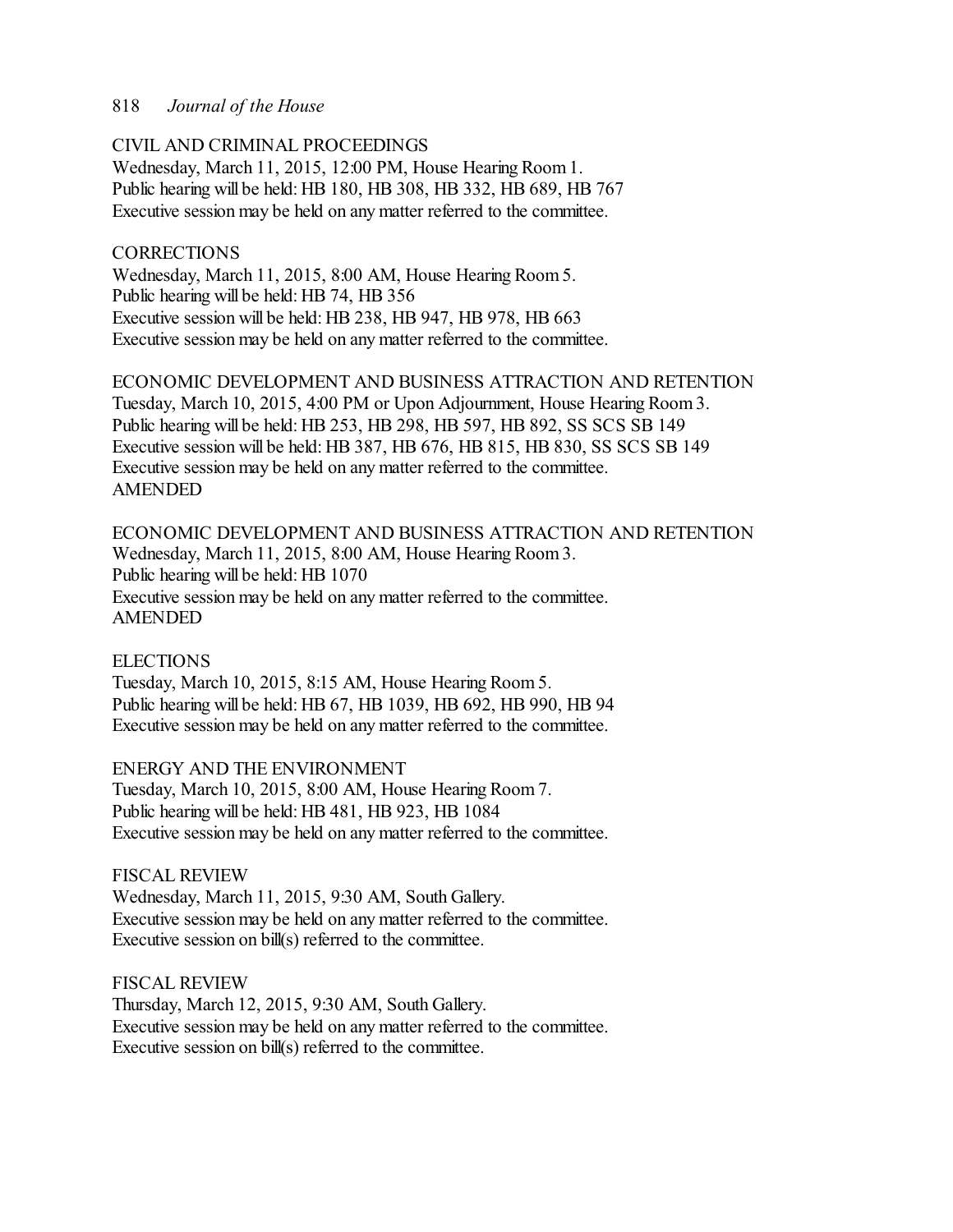CIVIL AND CRIMINAL PROCEEDINGS
Wednesday, March 11, 2015, 12:00 PM, House Hearing Room 1.
Public hearing will be held: HB 180, HB 308, HB 332, HB 689, HB 767
Executive session may be held on any matter referred to the committee.

CORRECTIONS
Wednesday, March 11, 2015, 8:00 AM, House Hearing Room 5.
Public hearing will be held: HB 74, HB 356
Executive session will be held: HB 238, HB 947, HB 978, HB 663
Executive session may be held on any matter referred to the committee.

ECONOMIC DEVELOPMENT AND BUSINESS ATTRACTION AND RETENTION
Tuesday, March 10, 2015, 4:00 PM or Upon Adjournment, House Hearing Room 3.
Public hearing will be held: HB 253, HB 298, HB 597, HB 892, SS SCS SB 149
Executive session will be held: HB 387, HB 676, HB 815, HB 830, SS SCS SB 149
Executive session may be held on any matter referred to the committee.
AMENDED

ECONOMIC DEVELOPMENT AND BUSINESS ATTRACTION AND RETENTION
Wednesday, March 11, 2015, 8:00 AM, House Hearing Room 3.
Public hearing will be held: HB 1070
Executive session may be held on any matter referred to the committee.
AMENDED

ELECTIONS
Tuesday, March 10, 2015, 8:15 AM, House Hearing Room 5.
Public hearing will be held: HB 67, HB 1039, HB 692, HB 990, HB 94
Executive session may be held on any matter referred to the committee.

ENERGY AND THE ENVIRONMENT
Tuesday, March 10, 2015, 8:00 AM, House Hearing Room 7.
Public hearing will be held: HB 481, HB 923, HB 1084
Executive session may be held on any matter referred to the committee.

FISCAL REVIEW
Wednesday, March 11, 2015, 9:30 AM, South Gallery.
Executive session may be held on any matter referred to the committee.
Executive session on bill(s) referred to the committee.

FISCAL REVIEW
Thursday, March 12, 2015, 9:30 AM, South Gallery.
Executive session may be held on any matter referred to the committee.
Executive session on bill(s) referred to the committee.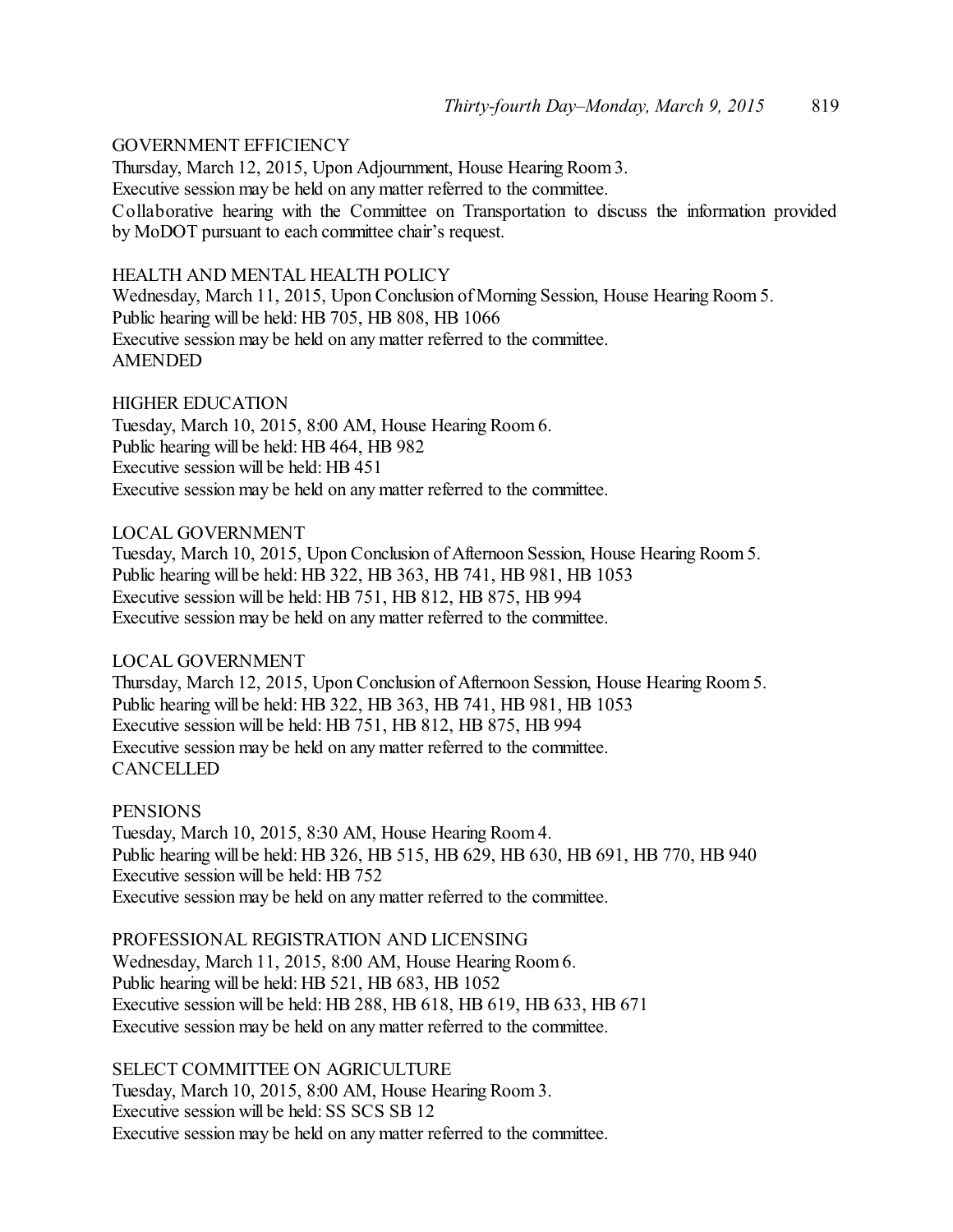GOVERNMENT EFFICIENCY
Thursday, March 12, 2015, Upon Adjournment, House Hearing Room 3.
Executive session may be held on any matter referred to the committee.
Collaborative hearing with the Committee on Transportation to discuss the information provided by MoDOT pursuant to each committee chair's request.

HEALTH AND MENTAL HEALTH POLICY
Wednesday, March 11, 2015, Upon Conclusion of Morning Session, House Hearing Room 5.
Public hearing will be held: HB 705, HB 808, HB 1066
Executive session may be held on any matter referred to the committee.
AMENDED

HIGHER EDUCATION
Tuesday, March 10, 2015, 8:00 AM, House Hearing Room 6.
Public hearing will be held: HB 464, HB 982
Executive session will be held: HB 451
Executive session may be held on any matter referred to the committee.

LOCAL GOVERNMENT
Tuesday, March 10, 2015, Upon Conclusion of Afternoon Session, House Hearing Room 5.
Public hearing will be held: HB 322, HB 363, HB 741, HB 981, HB 1053
Executive session will be held: HB 751, HB 812, HB 875, HB 994
Executive session may be held on any matter referred to the committee.

LOCAL GOVERNMENT
Thursday, March 12, 2015, Upon Conclusion of Afternoon Session, House Hearing Room 5.
Public hearing will be held: HB 322, HB 363, HB 741, HB 981, HB 1053
Executive session will be held: HB 751, HB 812, HB 875, HB 994
Executive session may be held on any matter referred to the committee.
CANCELLED

PENSIONS
Tuesday, March 10, 2015, 8:30 AM, House Hearing Room 4.
Public hearing will be held: HB 326, HB 515, HB 629, HB 630, HB 691, HB 770, HB 940
Executive session will be held: HB 752
Executive session may be held on any matter referred to the committee.

PROFESSIONAL REGISTRATION AND LICENSING
Wednesday, March 11, 2015, 8:00 AM, House Hearing Room 6.
Public hearing will be held: HB 521, HB 683, HB 1052
Executive session will be held: HB 288, HB 618, HB 619, HB 633, HB 671
Executive session may be held on any matter referred to the committee.

SELECT COMMITTEE ON AGRICULTURE
Tuesday, March 10, 2015, 8:00 AM, House Hearing Room 3.
Executive session will be held: SS SCS SB 12
Executive session may be held on any matter referred to the committee.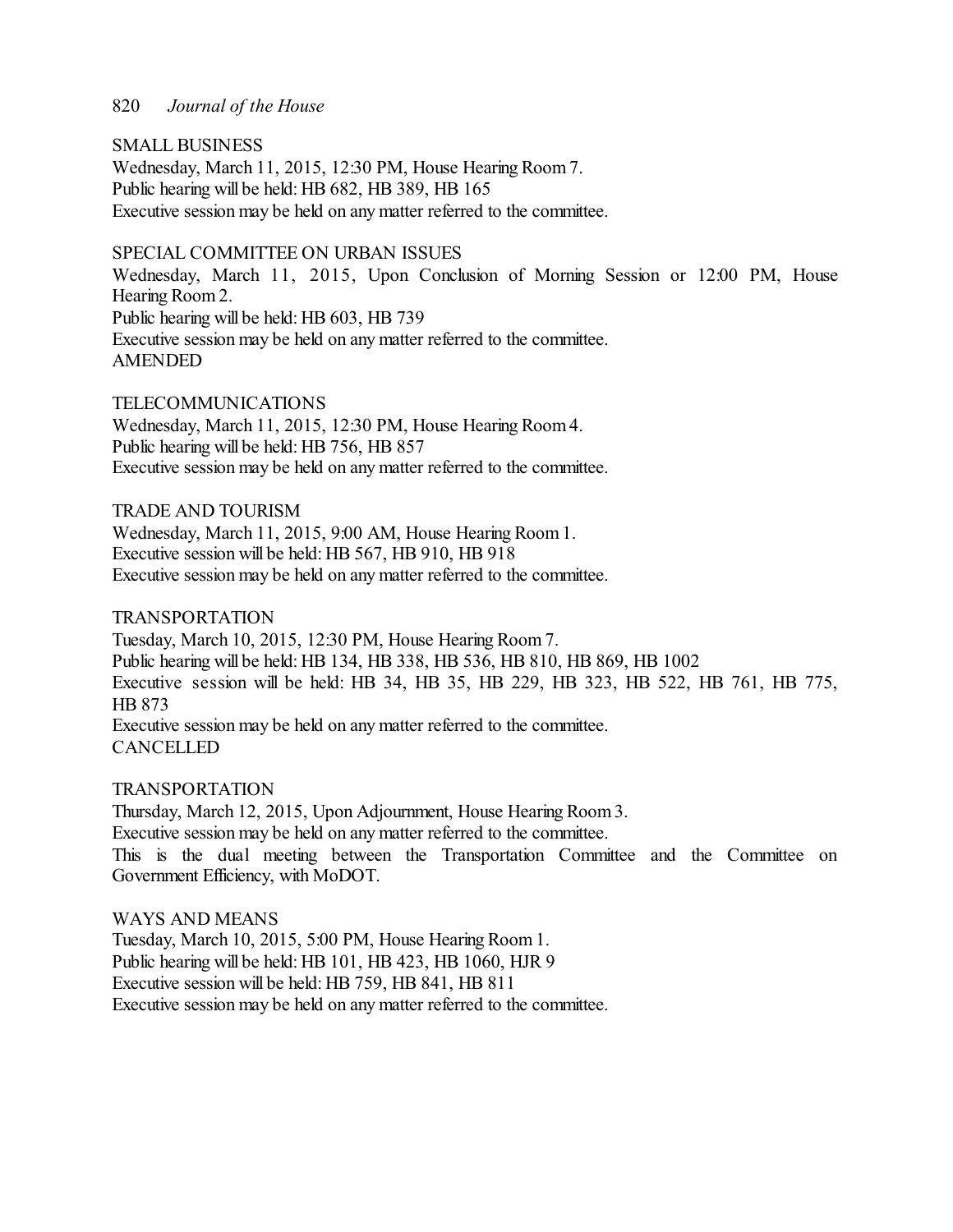SMALL BUSINESS
Wednesday, March 11, 2015, 12:30 PM, House Hearing Room 7.
Public hearing will be held: HB 682, HB 389, HB 165
Executive session may be held on any matter referred to the committee.

SPECIAL COMMITTEE ON URBAN ISSUES
Wednesday, March 11, 2015, Upon Conclusion of Morning Session or 12:00 PM, House Hearing Room 2.
Public hearing will be held: HB 603, HB 739
Executive session may be held on any matter referred to the committee.
AMENDED

TELECOMMUNICATIONS
Wednesday, March 11, 2015, 12:30 PM, House Hearing Room 4.
Public hearing will be held: HB 756, HB 857
Executive session may be held on any matter referred to the committee.

TRADE AND TOURISM
Wednesday, March 11, 2015, 9:00 AM, House Hearing Room 1.
Executive session will be held: HB 567, HB 910, HB 918
Executive session may be held on any matter referred to the committee.

TRANSPORTATION
Tuesday, March 10, 2015, 12:30 PM, House Hearing Room 7.
Public hearing will be held: HB 134, HB 338, HB 536, HB 810, HB 869, HB 1002
Executive session will be held: HB 34, HB 35, HB 229, HB 323, HB 522, HB 761, HB 775, HB 873
Executive session may be held on any matter referred to the committee.
CANCELLED

TRANSPORTATION
Thursday, March 12, 2015, Upon Adjournment, House Hearing Room 3.
Executive session may be held on any matter referred to the committee.
This is the dual meeting between the Transportation Committee and the Committee on Government Efficiency, with MoDOT.

WAYS AND MEANS
Tuesday, March 10, 2015, 5:00 PM, House Hearing Room 1.
Public hearing will be held: HB 101, HB 423, HB 1060, HJR 9
Executive session will be held: HB 759, HB 841, HB 811
Executive session may be held on any matter referred to the committee.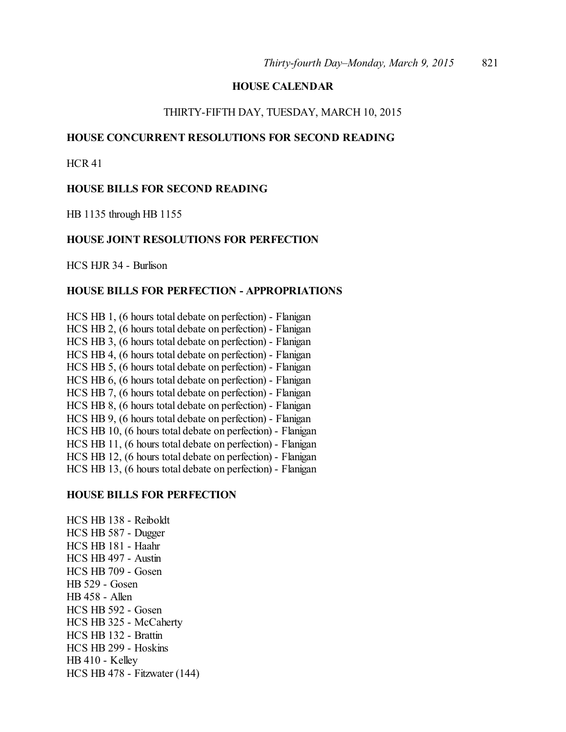## HOUSE CALENDAR

THIRTY-FIFTH DAY, TUESDAY, MARCH 10, 2015

### HOUSE CONCURRENT RESOLUTIONS FOR SECOND READING

HCR 41

### HOUSE BILLS FOR SECOND READING

HB 1135 through HB 1155

### HOUSE JOINT RESOLUTIONS FOR PERFECTION

HCS HJR 34 - Burlison

### HOUSE BILLS FOR PERFECTION - APPROPRIATIONS

HCS HB 1, (6 hours total debate on perfection) - Flanigan
HCS HB 2, (6 hours total debate on perfection) - Flanigan
HCS HB 3, (6 hours total debate on perfection) - Flanigan
HCS HB 4, (6 hours total debate on perfection) - Flanigan
HCS HB 5, (6 hours total debate on perfection) - Flanigan
HCS HB 6, (6 hours total debate on perfection) - Flanigan
HCS HB 7, (6 hours total debate on perfection) - Flanigan
HCS HB 8, (6 hours total debate on perfection) - Flanigan
HCS HB 9, (6 hours total debate on perfection) - Flanigan
HCS HB 10, (6 hours total debate on perfection) - Flanigan
HCS HB 11, (6 hours total debate on perfection) - Flanigan
HCS HB 12, (6 hours total debate on perfection) - Flanigan
HCS HB 13, (6 hours total debate on perfection) - Flanigan

### HOUSE BILLS FOR PERFECTION

HCS HB 138 - Reiboldt
HCS HB 587 - Dugger
HCS HB 181 - Haahr
HCS HB 497 - Austin
HCS HB 709 - Gosen
HB 529 - Gosen
HB 458 - Allen
HCS HB 592 - Gosen
HCS HB 325 - McCaherty
HCS HB 132 - Brattin
HCS HB 299 - Hoskins
HB 410 - Kelley
HCS HB 478 - Fitzwater (144)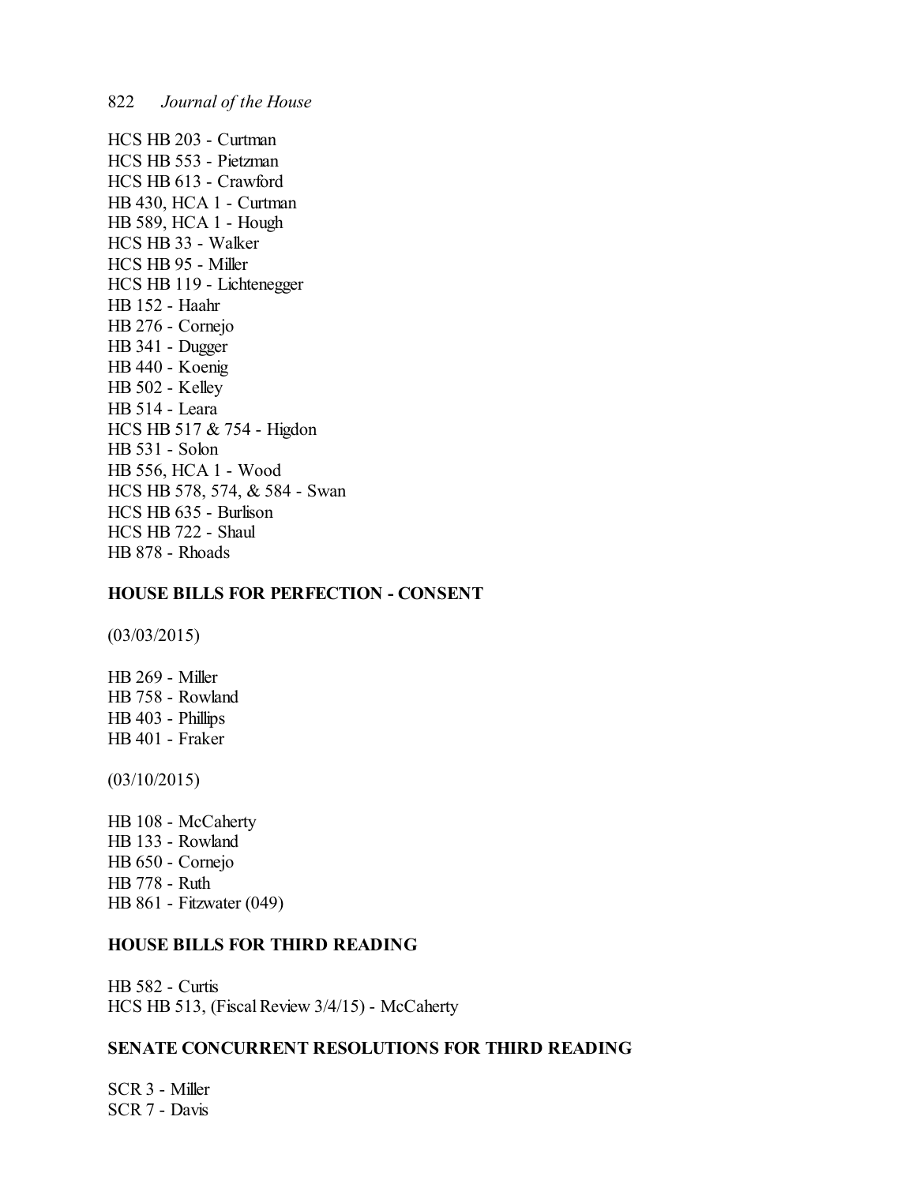HCS HB 203 - Curtman
HCS HB 553 - Pietzman
HCS HB 613 - Crawford
HB 430, HCA 1 - Curtman
HB 589, HCA 1 - Hough
HCS HB 33 - Walker
HCS HB 95 - Miller
HCS HB 119 - Lichtenegger
HB 152 - Haahr
HB 276 - Cornejo
HB 341 - Dugger
HB 440 - Koenig
HB 502 - Kelley
HB 514 - Leara
HCS HB 517 & 754 - Higdon
HB 531 - Solon
HB 556, HCA 1 - Wood
HCS HB 578, 574, & 584 - Swan
HCS HB 635 - Burlison
HCS HB 722 - Shaul
HB 878 - Rhoads

**HOUSE BILLS FOR PERFECTION - CONSENT**

(03/03/2015)

HB 269 - Miller
HB 758 - Rowland
HB 403 - Phillips
HB 401 - Fraker

(03/10/2015)

HB 108 - McCaherty
HB 133 - Rowland
HB 650 - Cornejo
HB 778 - Ruth
HB 861 - Fitzwater (049)

**HOUSE BILLS FOR THIRD READING**

HB 582 - Curtis
HCS HB 513, (Fiscal Review 3/4/15) - McCaherty

**SENATE CONCURRENT RESOLUTIONS FOR THIRD READING**

SCR 3 - Miller
SCR 7 - Davis